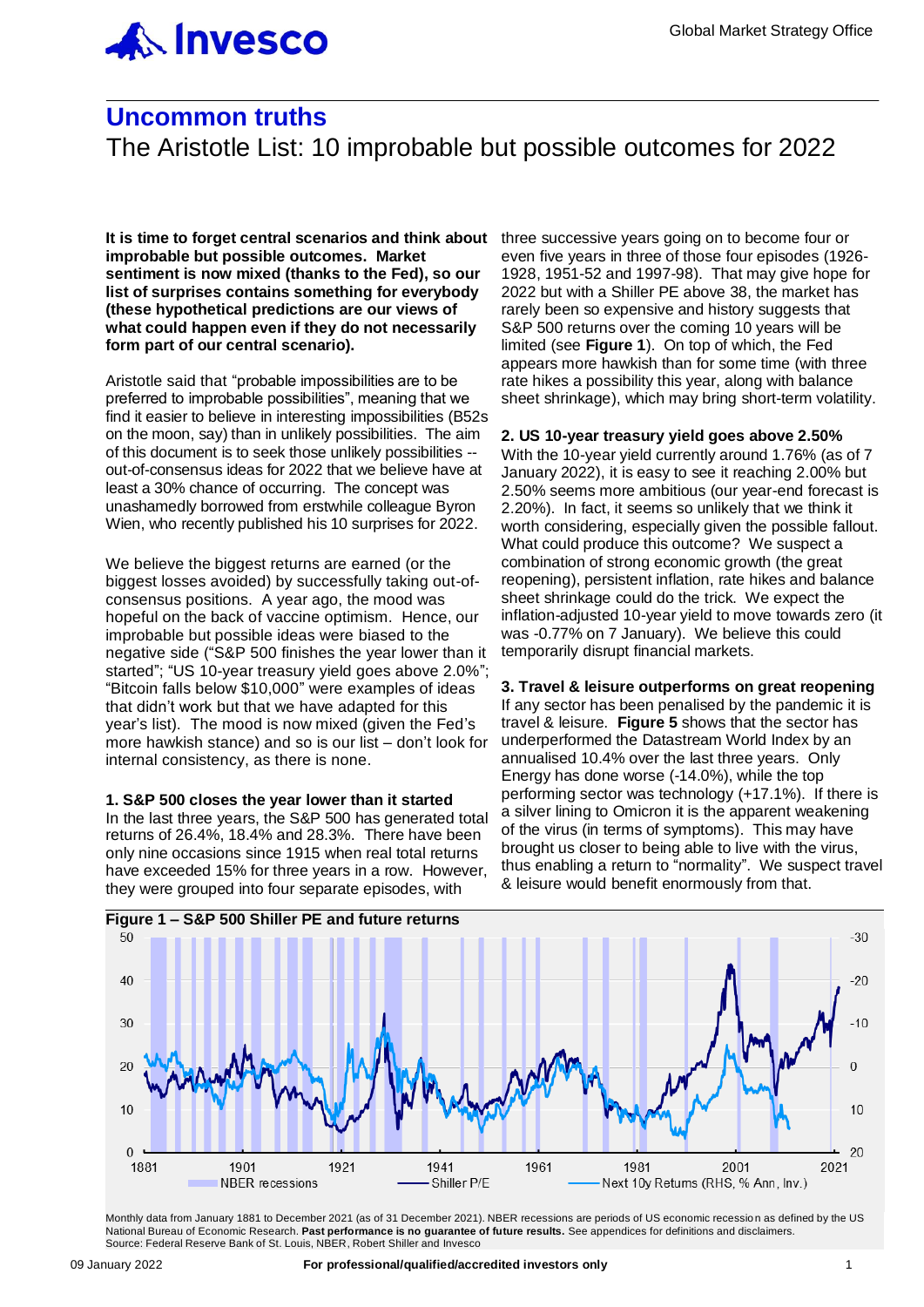# Uncommon truths

## The Aristotle List: 10 improbable but possible outcomes for 2022

**It is time to forget central scenarios and think about improbable but possible outcomes. Market sentiment is now mixed (thanks to the Fed), so our list of surprises contains something for everybody (these hypothetical predictions are our views of what could happen even if they do not necessarily form part of our central scenario).**

Aristotle said that "probable impossibilities are to be preferred to improbable possibilities", meaning that we find it easier to believe in interesting impossibilities (B52s on the moon, say) than in unlikely possibilities. The aim of this document is to seek those unlikely possibilities -- out-of-consensus ideas for 2022 that we believe have at least a 30% chance of occurring. The concept was unashamedly borrowed from erstwhile colleague Byron Wien, who recently published his 10 surprises for 2022.

We believe the biggest returns are earned (or the biggest losses avoided) by successfully taking out-of-consensus positions. A year ago, the mood was hopeful on the back of vaccine optimism. Hence, our improbable but possible ideas were biased to the negative side ("S&P 500 finishes the year lower than it started"; "US 10-year treasury yield goes above 2.0%"; "Bitcoin falls below $10,000" were examples of ideas that didn't work but that we have adapted for this year's list). The mood is now mixed (given the Fed's more hawkish stance) and so is our list – don't look for internal consistency, as there is none.

**1. S&P 500 closes the year lower than it started**

In the last three years, the S&P 500 has generated total returns of 26.4%, 18.4% and 28.3%. There have been only nine occasions since 1915 when real total returns have exceeded 15% for three years in a row. However, they were grouped into four separate episodes, with three successive years going on to become four or even five years in three of those four episodes (1926-1928, 1951-52 and 1997-98). That may give hope for 2022 but with a Shiller PE above 38, the market has rarely been so expensive and history suggests that S&P 500 returns over the coming 10 years will be limited (see **Figure 1**). On top of which, the Fed appears more hawkish than for some time (with three rate hikes a possibility this year, along with balance sheet shrinkage), which may bring short-term volatility.

**2. US 10-year treasury yield goes above 2.50%**

With the 10-year yield currently around 1.76% (as of 7 January 2022), it is easy to see it reaching 2.00% but 2.50% seems more ambitious (our year-end forecast is 2.20%). In fact, it seems so unlikely that we think it worth considering, especially given the possible fallout. What could produce this outcome? We suspect a combination of strong economic growth (the great reopening), persistent inflation, rate hikes and balance sheet shrinkage could do the trick. We expect the inflation-adjusted 10-year yield to move towards zero (it was -0.77% on 7 January). We believe this could temporarily disrupt financial markets.

**3. Travel & leisure outperforms on great reopening**

If any sector has been penalised by the pandemic it is travel & leisure. **Figure 5** shows that the sector has underperformed the Datastream World Index by an annualised 10.4% over the last three years. Only Energy has done worse (-14.0%), while the top performing sector was technology (+17.1%). If there is a silver lining to Omicron it is the apparent weakening of the virus (in terms of symptoms). This may have brought us closer to being able to live with the virus, thus enabling a return to "normality". We suspect travel & leisure would benefit enormously from that.

**Figure 1 – S&P 500 Shiller PE and future returns**

Monthly data from January 1881 to December 2021 (as of 31 December 2021). NBER recessions are periods of US economic recession as defined by the US National Bureau of Economic Research. **Past performance is no guarantee of future results.** See appendices for definitions and disclaimers.
Source: Federal Reserve Bank of St. Louis, NBER, Robert Shiller and Invesco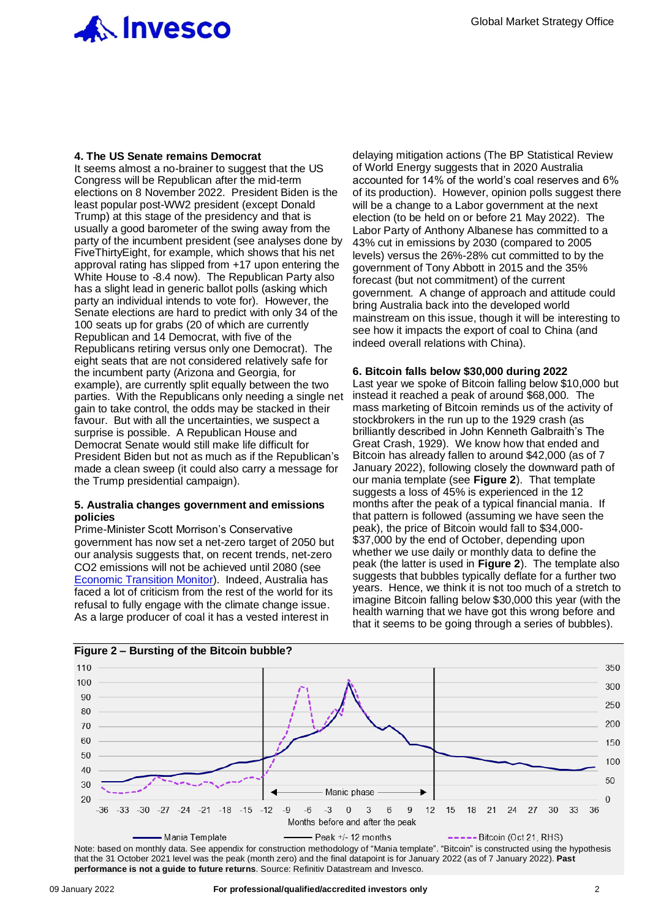### 4. The US Senate remains Democrat

It seems almost a no-brainer to suggest that the US Congress will be Republican after the mid-term elections on 8 November 2022. President Biden is the least popular post-WW2 president (except Donald Trump) at this stage of the presidency and that is usually a good barometer of the swing away from the party of the incumbent president (see analyses done by FiveThirtyEight, for example, which shows that his net approval rating has slipped from +17 upon entering the White House to -8.4 now). The Republican Party also has a slight lead in generic ballot polls (asking which party an individual intends to vote for). However, the Senate elections are hard to predict with only 34 of the 100 seats up for grabs (20 of which are currently Republican and 14 Democrat, with five of the Republicans retiring versus only one Democrat). The eight seats that are not considered relatively safe for the incumbent party (Arizona and Georgia, for example), are currently split equally between the two parties. With the Republicans only needing a single net gain to take control, the odds may be stacked in their favour. But with all the uncertainties, we suspect a surprise is possible. A Republican House and Democrat Senate would still make life difficult for President Biden but not as much as if the Republican's made a clean sweep (it could also carry a message for the Trump presidential campaign).

### 5. Australia changes government and emissions policies

Prime-Minister Scott Morrison's Conservative government has now set a net-zero target of 2050 but our analysis suggests that, on recent trends, net-zero CO2 emissions will not be achieved until 2080 (see Economic Transition Monitor). Indeed, Australia has faced a lot of criticism from the rest of the world for its refusal to fully engage with the climate change issue. As a large producer of coal it has a vested interest in delaying mitigation actions (The BP Statistical Review of World Energy suggests that in 2020 Australia accounted for 14% of the world's coal reserves and 6% of its production). However, opinion polls suggest there will be a change to a Labor government at the next election (to be held on or before 21 May 2022). The Labor Party of Anthony Albanese has committed to a 43% cut in emissions by 2030 (compared to 2005 levels) versus the 26%-28% cut committed to by the government of Tony Abbott in 2015 and the 35% forecast (but not commitment) of the current government. A change of approach and attitude could bring Australia back into the developed world mainstream on this issue, though it will be interesting to see how it impacts the export of coal to China (and indeed overall relations with China).

### 6. Bitcoin falls below $30,000 during 2022

Last year we spoke of Bitcoin falling below $10,000 but instead it reached a peak of around $68,000. The mass marketing of Bitcoin reminds us of the activity of stockbrokers in the run up to the 1929 crash (as brilliantly described in John Kenneth Galbraith's The Great Crash, 1929). We know how that ended and Bitcoin has already fallen to around $42,000 (as of 7 January 2022), following closely the downward path of our mania template (see **Figure 2**). That template suggests a loss of 45% is experienced in the 12 months after the peak of a typical financial mania. If that pattern is followed (assuming we have seen the peak), the price of Bitcoin would fall to $34,000-$37,000 by the end of October, depending upon whether we use daily or monthly data to define the peak (the latter is used in **Figure 2**). The template also suggests that bubbles typically deflate for a further two years. Hence, we think it is not too much of a stretch to imagine Bitcoin falling below $30,000 this year (with the health warning that we have got this wrong before and that it seems to be going through a series of bubbles).

**Figure 2 – Bursting of the Bitcoin bubble?**

Note: based on monthly data. See appendix for construction methodology of "Mania template". "Bitcoin" is constructed using the hypothesis that the 31 October 2021 level was the peak (month zero) and the final datapoint is for January 2022 (as of 7 January 2022). **Past performance is not a guide to future returns**. Source: Refinitiv Datastream and Invesco.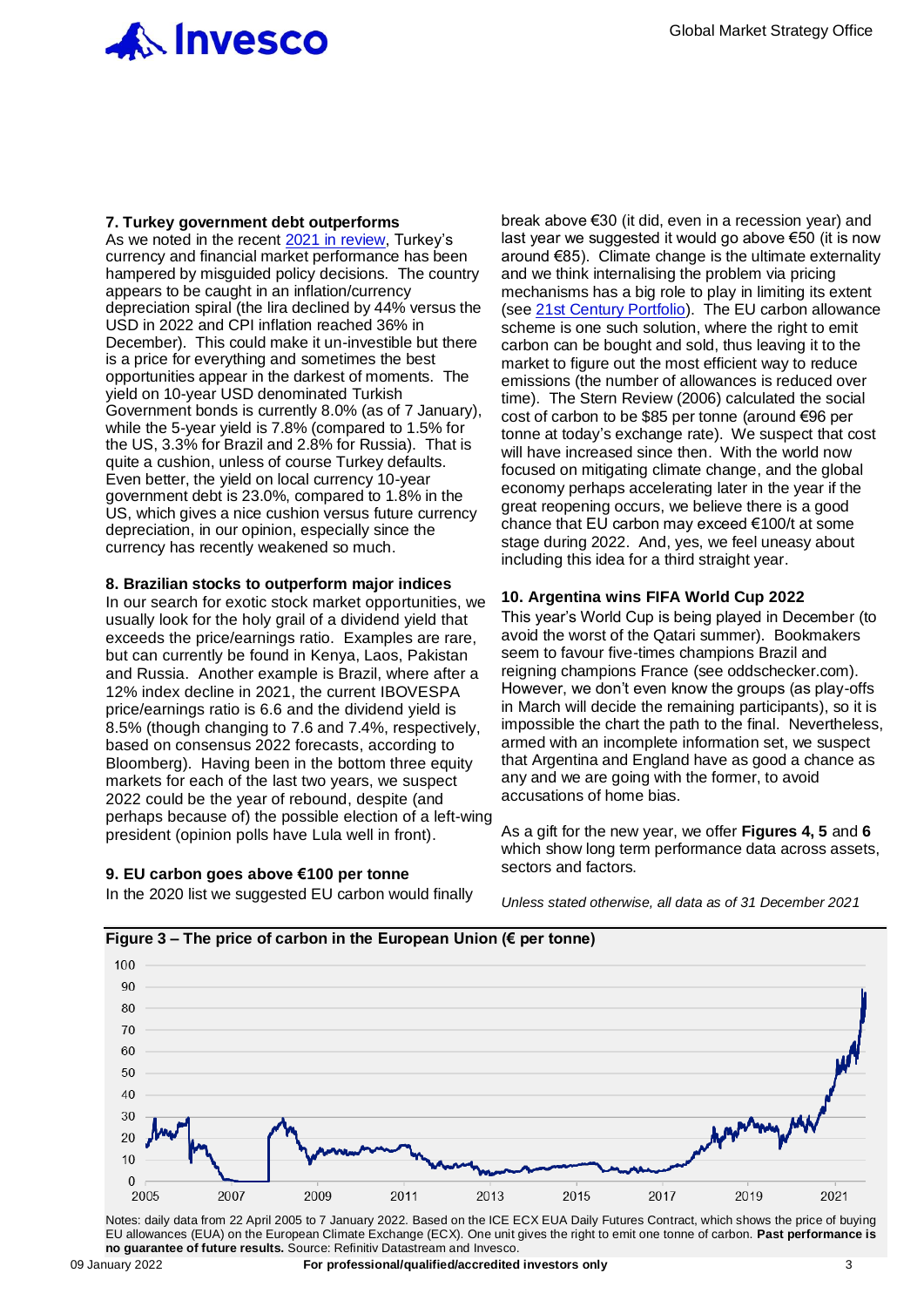### 7. Turkey government debt outperforms

As we noted in the recent 2021 in review, Turkey's currency and financial market performance has been hampered by misguided policy decisions. The country appears to be caught in an inflation/currency depreciation spiral (the lira declined by 44% versus the USD in 2022 and CPI inflation reached 36% in December). This could make it un-investible but there is a price for everything and sometimes the best opportunities appear in the darkest of moments. The yield on 10-year USD denominated Turkish Government bonds is currently 8.0% (as of 7 January), while the 5-year yield is 7.8% (compared to 1.5% for the US, 3.3% for Brazil and 2.8% for Russia). That is quite a cushion, unless of course Turkey defaults. Even better, the yield on local currency 10-year government debt is 23.0%, compared to 1.8% in the US, which gives a nice cushion versus future currency depreciation, in our opinion, especially since the currency has recently weakened so much.

### 8. Brazilian stocks to outperform major indices

In our search for exotic stock market opportunities, we usually look for the holy grail of a dividend yield that exceeds the price/earnings ratio. Examples are rare, but can currently be found in Kenya, Laos, Pakistan and Russia. Another example is Brazil, where after a 12% index decline in 2021, the current IBOVESPA price/earnings ratio is 6.6 and the dividend yield is 8.5% (though changing to 7.6 and 7.4%, respectively, based on consensus 2022 forecasts, according to Bloomberg). Having been in the bottom three equity markets for each of the last two years, we suspect 2022 could be the year of rebound, despite (and perhaps because of) the possible election of a left-wing president (opinion polls have Lula well in front).

### 9. EU carbon goes above €100 per tonne

In the 2020 list we suggested EU carbon would finally break above €30 (it did, even in a recession year) and last year we suggested it would go above €50 (it is now around €85). Climate change is the ultimate externality and we think internalising the problem via pricing mechanisms has a big role to play in limiting its extent (see 21st Century Portfolio). The EU carbon allowance scheme is one such solution, where the right to emit carbon can be bought and sold, thus leaving it to the market to figure out the most efficient way to reduce emissions (the number of allowances is reduced over time). The Stern Review (2006) calculated the social cost of carbon to be $85 per tonne (around €96 per tonne at today's exchange rate). We suspect that cost will have increased since then. With the world now focused on mitigating climate change, and the global economy perhaps accelerating later in the year if the great reopening occurs, we believe there is a good chance that EU carbon may exceed €100/t at some stage during 2022. And, yes, we feel uneasy about including this idea for a third straight year.

### 10. Argentina wins FIFA World Cup 2022

This year's World Cup is being played in December (to avoid the worst of the Qatari summer). Bookmakers seem to favour five-times champions Brazil and reigning champions France (see oddschecker.com). However, we don't even know the groups (as play-offs in March will decide the remaining participants), so it is impossible the chart the path to the final. Nevertheless, armed with an incomplete information set, we suspect that Argentina and England have as good a chance as any and we are going with the former, to avoid accusations of home bias.

As a gift for the new year, we offer **Figures 4, 5** and **6** which show long term performance data across assets, sectors and factors.

*Unless stated otherwise, all data as of 31 December 2021*

**Figure 3 – The price of carbon in the European Union (€ per tonne)**

Notes: daily data from 22 April 2005 to 7 January 2022. Based on the ICE ECX EUA Daily Futures Contract, which shows the price of buying EU allowances (EUA) on the European Climate Exchange (ECX). One unit gives the right to emit one tonne of carbon. **Past performance is no guarantee of future results.** Source: Refinitiv Datastream and Invesco.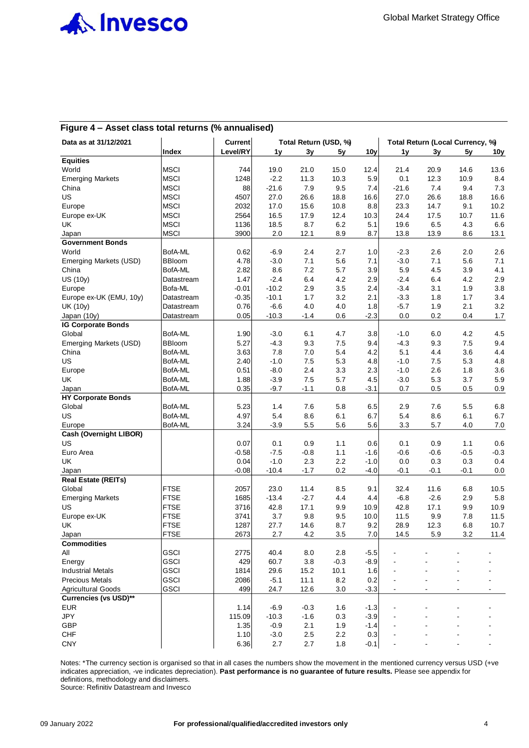## Figure 4 – Asset class total returns (% annualised)

| Data as at 31/12/2021 | | Current | Total Return (USD, %) | | | | Total Return (Local Currency, %) | | | |
|---|---|---|---|---|---|---|---|---|---|---|
| | Index | Level/RY | 1y | 3y | 5y | 10y | 1y | 3y | 5y | 10y |
| **Equities** | | | | | | | | | | |
| World | MSCI | 744 | 19.0 | 21.0 | 15.0 | 12.4 | 21.4 | 20.9 | 14.6 | 13.6 |
| Emerging Markets | MSCI | 1248 | -2.2 | 11.3 | 10.3 | 5.9 | 0.1 | 12.3 | 10.9 | 8.4 |
| China | MSCI | 88 | -21.6 | 7.9 | 9.5 | 7.4 | -21.6 | 7.4 | 9.4 | 7.3 |
| US | MSCI | 4507 | 27.0 | 26.6 | 18.8 | 16.6 | 27.0 | 26.6 | 18.8 | 16.6 |
| Europe | MSCI | 2032 | 17.0 | 15.6 | 10.8 | 8.8 | 23.3 | 14.7 | 9.1 | 10.2 |
| Europe ex-UK | MSCI | 2564 | 16.5 | 17.9 | 12.4 | 10.3 | 24.4 | 17.5 | 10.7 | 11.6 |
| UK | MSCI | 1136 | 18.5 | 8.7 | 6.2 | 5.1 | 19.6 | 6.5 | 4.3 | 6.6 |
| Japan | MSCI | 3900 | 2.0 | 12.1 | 8.9 | 8.7 | 13.8 | 13.9 | 8.6 | 13.1 |
| **Government Bonds** | | | | | | | | | | |
| World | BofA-ML | 0.62 | -6.9 | 2.4 | 2.7 | 1.0 | -2.3 | 2.6 | 2.0 | 2.6 |
| Emerging Markets (USD) | BBloom | 4.78 | -3.0 | 7.1 | 5.6 | 7.1 | -3.0 | 7.1 | 5.6 | 7.1 |
| China | BofA-ML | 2.82 | 8.6 | 7.2 | 5.7 | 3.9 | 5.9 | 4.5 | 3.9 | 4.1 |
| US (10y) | Datastream | 1.47 | -2.4 | 6.4 | 4.2 | 2.9 | -2.4 | 6.4 | 4.2 | 2.9 |
| Europe | Bofa-ML | -0.01 | -10.2 | 2.9 | 3.5 | 2.4 | -3.4 | 3.1 | 1.9 | 3.8 |
| Europe ex-UK (EMU, 10y) | Datastream | -0.35 | -10.1 | 1.7 | 3.2 | 2.1 | -3.3 | 1.8 | 1.7 | 3.4 |
| UK (10y) | Datastream | 0.76 | -6.6 | 4.0 | 4.0 | 1.8 | -5.7 | 1.9 | 2.1 | 3.2 |
| Japan (10y) | Datastream | 0.05 | -10.3 | -1.4 | 0.6 | -2.3 | 0.0 | 0.2 | 0.4 | 1.7 |
| **IG Corporate Bonds** | | | | | | | | | | |
| Global | BofA-ML | 1.90 | -3.0 | 6.1 | 4.7 | 3.8 | -1.0 | 6.0 | 4.2 | 4.5 |
| Emerging Markets (USD) | BBloom | 5.27 | -4.3 | 9.3 | 7.5 | 9.4 | -4.3 | 9.3 | 7.5 | 9.4 |
| China | BofA-ML | 3.63 | 7.8 | 7.0 | 5.4 | 4.2 | 5.1 | 4.4 | 3.6 | 4.4 |
| US | BofA-ML | 2.40 | -1.0 | 7.5 | 5.3 | 4.8 | -1.0 | 7.5 | 5.3 | 4.8 |
| Europe | BofA-ML | 0.51 | -8.0 | 2.4 | 3.3 | 2.3 | -1.0 | 2.6 | 1.8 | 3.6 |
| UK | BofA-ML | 1.88 | -3.9 | 7.5 | 5.7 | 4.5 | -3.0 | 5.3 | 3.7 | 5.9 |
| Japan | BofA-ML | 0.35 | -9.7 | -1.1 | 0.8 | -3.1 | 0.7 | 0.5 | 0.5 | 0.9 |
| **HY Corporate Bonds** | | | | | | | | | | |
| Global | BofA-ML | 5.23 | 1.4 | 7.6 | 5.8 | 6.5 | 2.9 | 7.6 | 5.5 | 6.8 |
| US | BofA-ML | 4.97 | 5.4 | 8.6 | 6.1 | 6.7 | 5.4 | 8.6 | 6.1 | 6.7 |
| Europe | BofA-ML | 3.24 | -3.9 | 5.5 | 5.6 | 5.6 | 3.3 | 5.7 | 4.0 | 7.0 |
| **Cash (Overnight LIBOR)** | | | | | | | | | | |
| US | | 0.07 | 0.1 | 0.9 | 1.1 | 0.6 | 0.1 | 0.9 | 1.1 | 0.6 |
| Euro Area | | -0.58 | -7.5 | -0.8 | 1.1 | -1.6 | -0.6 | -0.6 | -0.5 | -0.3 |
| UK | | 0.04 | -1.0 | 2.3 | 2.2 | -1.0 | 0.0 | 0.3 | 0.3 | 0.4 |
| Japan | | -0.08 | -10.4 | -1.7 | 0.2 | -4.0 | -0.1 | -0.1 | -0.1 | 0.0 |
| **Real Estate (REITs)** | | | | | | | | | | |
| Global | FTSE | 2057 | 23.0 | 11.4 | 8.5 | 9.1 | 32.4 | 11.6 | 6.8 | 10.5 |
| Emerging Markets | FTSE | 1685 | -13.4 | -2.7 | 4.4 | 4.4 | -6.8 | -2.6 | 2.9 | 5.8 |
| US | FTSE | 3716 | 42.8 | 17.1 | 9.9 | 10.9 | 42.8 | 17.1 | 9.9 | 10.9 |
| Europe ex-UK | FTSE | 3741 | 3.7 | 9.8 | 9.5 | 10.0 | 11.5 | 9.9 | 7.8 | 11.5 |
| UK | FTSE | 1287 | 27.7 | 14.6 | 8.7 | 9.2 | 28.9 | 12.3 | 6.8 | 10.7 |
| Japan | FTSE | 2673 | 2.7 | 4.2 | 3.5 | 7.0 | 14.5 | 5.9 | 3.2 | 11.4 |
| **Commodities** | | | | | | | | | | |
| All | GSCI | 2775 | 40.4 | 8.0 | 2.8 | -5.5 | - | - | - | - |
| Energy | GSCI | 429 | 60.7 | 3.8 | -0.3 | -8.9 | - | - | - | - |
| Industrial Metals | GSCI | 1814 | 29.6 | 15.2 | 10.1 | 1.6 | - | - | - | - |
| Precious Metals | GSCI | 2086 | -5.1 | 11.1 | 8.2 | 0.2 | - | - | - | - |
| Agricultural Goods | GSCI | 499 | 24.7 | 12.6 | 3.0 | -3.3 | - | - | - | - |
| **Currencies (vs USD)\*\*** | | | | | | | | | | |
| EUR | | 1.14 | -6.9 | -0.3 | 1.6 | -1.3 | - | - | - | - |
| JPY | | 115.09 | -10.3 | -1.6 | 0.3 | -3.9 | - | - | - | - |
| GBP | | 1.35 | -0.9 | 2.1 | 1.9 | -1.4 | - | - | - | - |
| CHF | | 1.10 | -3.0 | 2.5 | 2.2 | 0.3 | - | - | - | - |
| CNY | | 6.36 | 2.7 | 2.7 | 1.8 | -0.1 | - | - | - | - |

Notes: *The currency section is organised so that in all cases the numbers show the movement in the mentioned currency versus USD (+ve indicates appreciation, -ve indicates depreciation). **Past performance is no guarantee of future results.** Please see appendix for definitions, methodology and disclaimers.
Source: Refinitiv Datastream and Invesco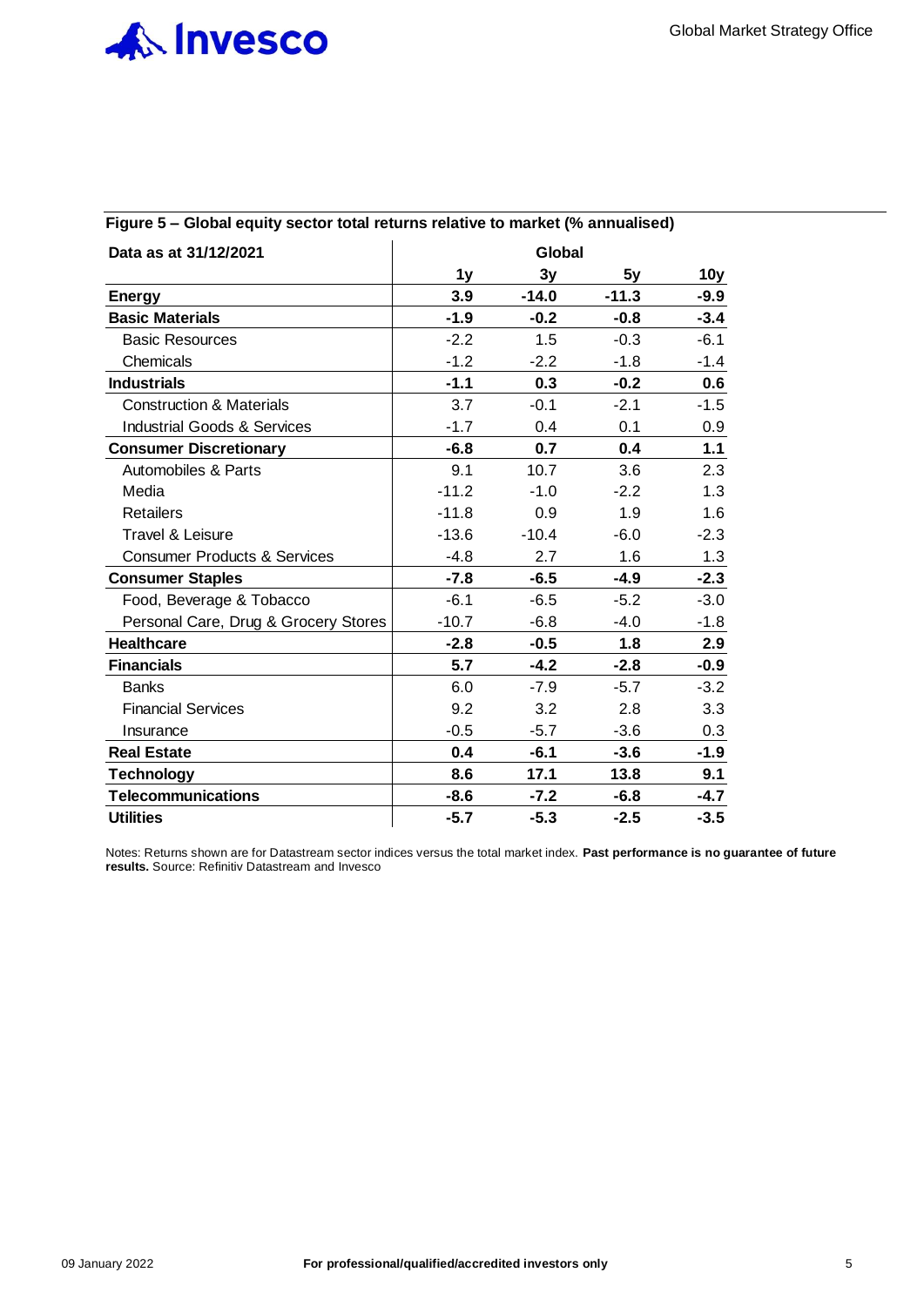**Figure 5 – Global equity sector total returns relative to market (% annualised)**

| Data as at 31/12/2021 | Global | | | |
|---|---|---|---|---|
| | 1y | 3y | 5y | 10y |
| **Energy** | **3.9** | **-14.0** | **-11.3** | **-9.9** |
| **Basic Materials** | **-1.9** | **-0.2** | **-0.8** | **-3.4** |
| Basic Resources | -2.2 | 1.5 | -0.3 | -6.1 |
| Chemicals | -1.2 | -2.2 | -1.8 | -1.4 |
| **Industrials** | **-1.1** | **0.3** | **-0.2** | **0.6** |
| Construction & Materials | 3.7 | -0.1 | -2.1 | -1.5 |
| Industrial Goods & Services | -1.7 | 0.4 | 0.1 | 0.9 |
| **Consumer Discretionary** | **-6.8** | **0.7** | **0.4** | **1.1** |
| Automobiles & Parts | 9.1 | 10.7 | 3.6 | 2.3 |
| Media | -11.2 | -1.0 | -2.2 | 1.3 |
| Retailers | -11.8 | 0.9 | 1.9 | 1.6 |
| Travel & Leisure | -13.6 | -10.4 | -6.0 | -2.3 |
| Consumer Products & Services | -4.8 | 2.7 | 1.6 | 1.3 |
| **Consumer Staples** | **-7.8** | **-6.5** | **-4.9** | **-2.3** |
| Food, Beverage & Tobacco | -6.1 | -6.5 | -5.2 | -3.0 |
| Personal Care, Drug & Grocery Stores | -10.7 | -6.8 | -4.0 | -1.8 |
| **Healthcare** | **-2.8** | **-0.5** | **1.8** | **2.9** |
| **Financials** | **5.7** | **-4.2** | **-2.8** | **-0.9** |
| Banks | 6.0 | -7.9 | -5.7 | -3.2 |
| Financial Services | 9.2 | 3.2 | 2.8 | 3.3 |
| Insurance | -0.5 | -5.7 | -3.6 | 0.3 |
| **Real Estate** | **0.4** | **-6.1** | **-3.6** | **-1.9** |
| **Technology** | **8.6** | **17.1** | **13.8** | **9.1** |
| **Telecommunications** | **-8.6** | **-7.2** | **-6.8** | **-4.7** |
| **Utilities** | **-5.7** | **-5.3** | **-2.5** | **-3.5** |

Notes: Returns shown are for Datastream sector indices versus the total market index. **Past performance is no guarantee of future results.** Source: Refinitiv Datastream and Invesco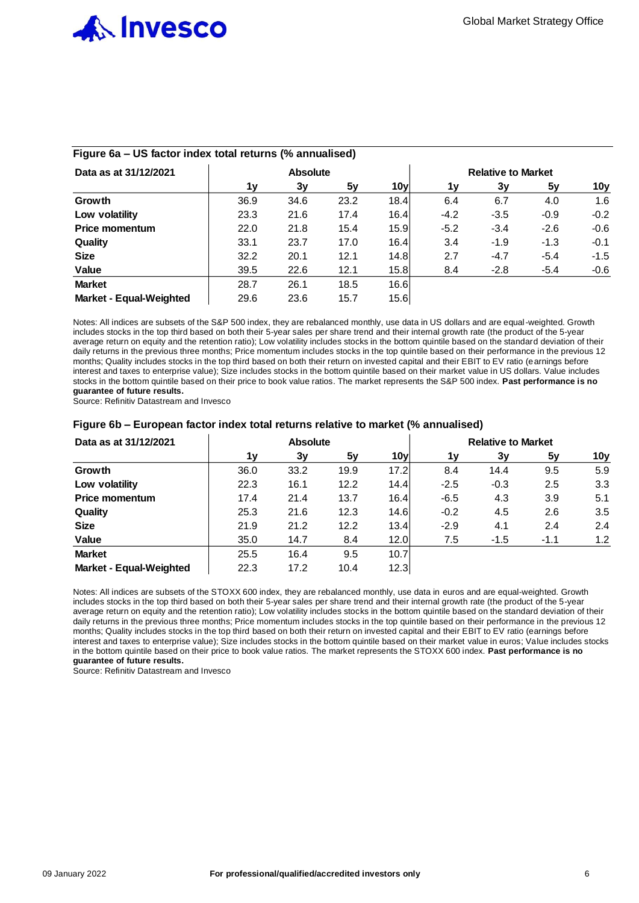### Figure 6a – US factor index total returns (% annualised)

| Data as at 31/12/2021 | Absolute | | | | Relative to Market | | | |
|---|---|---|---|---|---|---|---|---|
| | 1y | 3y | 5y | 10y | 1y | 3y | 5y | 10y |
| **Growth** | 36.9 | 34.6 | 23.2 | 18.4 | 6.4 | 6.7 | 4.0 | 1.6 |
| **Low volatility** | 23.3 | 21.6 | 17.4 | 16.4 | -4.2 | -3.5 | -0.9 | -0.2 |
| **Price momentum** | 22.0 | 21.8 | 15.4 | 15.9 | -5.2 | -3.4 | -2.6 | -0.6 |
| **Quality** | 33.1 | 23.7 | 17.0 | 16.4 | 3.4 | -1.9 | -1.3 | -0.1 |
| **Size** | 32.2 | 20.1 | 12.1 | 14.8 | 2.7 | -4.7 | -5.4 | -1.5 |
| **Value** | 39.5 | 22.6 | 12.1 | 15.8 | 8.4 | -2.8 | -5.4 | -0.6 |
| **Market** | 28.7 | 26.1 | 18.5 | 16.6 | | | | |
| **Market - Equal-Weighted** | 29.6 | 23.6 | 15.7 | 15.6 | | | | |

Notes: All indices are subsets of the S&P 500 index, they are rebalanced monthly, use data in US dollars and are equal-weighted. Growth includes stocks in the top third based on both their 5-year sales per share trend and their internal growth rate (the product of the 5-year average return on equity and the retention ratio); Low volatility includes stocks in the bottom quintile based on the standard deviation of their daily returns in the previous three months; Price momentum includes stocks in the top quintile based on their performance in the previous 12 months; Quality includes stocks in the top third based on both their return on invested capital and their EBIT to EV ratio (earnings before interest and taxes to enterprise value); Size includes stocks in the bottom quintile based on their market value in US dollars. Value includes stocks in the bottom quintile based on their price to book value ratios. The market represents the S&P 500 index. **Past performance is no guarantee of future results.**

Source: Refinitiv Datastream and Invesco

### Figure 6b – European factor index total returns relative to market (% annualised)

| Data as at 31/12/2021 | Absolute | | | | Relative to Market | | | |
|---|---|---|---|---|---|---|---|---|
| | 1y | 3y | 5y | 10y | 1y | 3y | 5y | 10y |
| **Growth** | 36.0 | 33.2 | 19.9 | 17.2 | 8.4 | 14.4 | 9.5 | 5.9 |
| **Low volatility** | 22.3 | 16.1 | 12.2 | 14.4 | -2.5 | -0.3 | 2.5 | 3.3 |
| **Price momentum** | 17.4 | 21.4 | 13.7 | 16.4 | -6.5 | 4.3 | 3.9 | 5.1 |
| **Quality** | 25.3 | 21.6 | 12.3 | 14.6 | -0.2 | 4.5 | 2.6 | 3.5 |
| **Size** | 21.9 | 21.2 | 12.2 | 13.4 | -2.9 | 4.1 | 2.4 | 2.4 |
| **Value** | 35.0 | 14.7 | 8.4 | 12.0 | 7.5 | -1.5 | -1.1 | 1.2 |
| **Market** | 25.5 | 16.4 | 9.5 | 10.7 | | | | |
| **Market - Equal-Weighted** | 22.3 | 17.2 | 10.4 | 12.3 | | | | |

Notes: All indices are subsets of the STOXX 600 index, they are rebalanced monthly, use data in euros and are equal-weighted. Growth includes stocks in the top third based on both their 5-year sales per share trend and their internal growth rate (the product of the 5-year average return on equity and the retention ratio); Low volatility includes stocks in the bottom quintile based on the standard deviation of their daily returns in the previous three months; Price momentum includes stocks in the top quintile based on their performance in the previous 12 months; Quality includes stocks in the top third based on both their return on invested capital and their EBIT to EV ratio (earnings before interest and taxes to enterprise value); Size includes stocks in the bottom quintile based on their market value in euros; Value includes stocks in the bottom quintile based on their price to book value ratios. The market represents the STOXX 600 index. **Past performance is no guarantee of future results.**

Source: Refinitiv Datastream and Invesco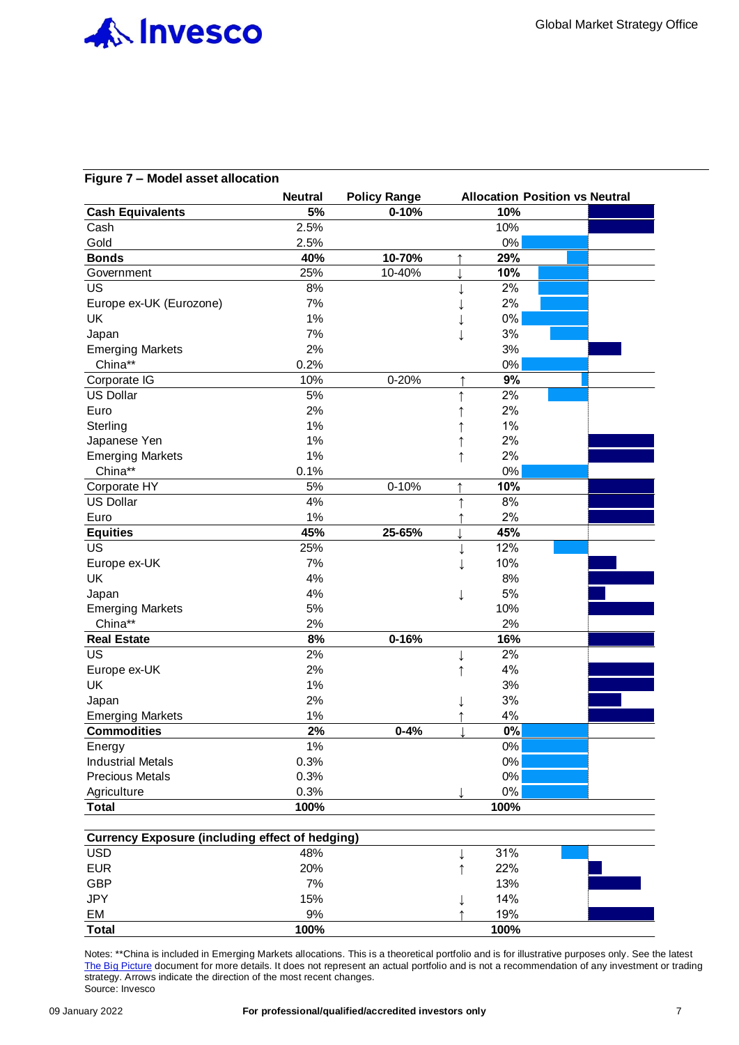## Figure 7 – Model asset allocation

| | Neutral | Policy Range | | Allocation | Position vs Neutral |
|---|---|---|---|---|---|
| **Cash Equivalents** | **5%** | **0-10%** | | **10%** | |
| Cash | 2.5% | | | 10% | |
| Gold | 2.5% | | | 0% | |
| **Bonds** | **40%** | **10-70%** | ↑ | **29%** | |
| Government | 25% | 10-40% | ↓ | **10%** | |
| US | 8% | | ↓ | 2% | |
| Europe ex-UK (Eurozone) | 7% | | ↓ | 2% | |
| UK | 1% | | ↓ | 0% | |
| Japan | 7% | | ↓ | 3% | |
| Emerging Markets | 2% | | | 3% | |
| China** | 0.2% | | | 0% | |
| Corporate IG | 10% | 0-20% | ↑ | **9%** | |
| US Dollar | 5% | | ↑ | 2% | |
| Euro | 2% | | ↑ | 2% | |
| Sterling | 1% | | ↑ | 1% | |
| Japanese Yen | 1% | | ↑ | 2% | |
| Emerging Markets | 1% | | ↑ | 2% | |
| China** | 0.1% | | | 0% | |
| Corporate HY | 5% | 0-10% | ↑ | **10%** | |
| US Dollar | 4% | | ↑ | 8% | |
| Euro | 1% | | ↑ | 2% | |
| **Equities** | **45%** | **25-65%** | ↓ | **45%** | |
| US | 25% | | ↓ | 12% | |
| Europe ex-UK | 7% | | ↓ | 10% | |
| UK | 4% | | | 8% | |
| Japan | 4% | | ↓ | 5% | |
| Emerging Markets | 5% | | | 10% | |
| China** | 2% | | | 2% | |
| **Real Estate** | **8%** | **0-16%** | | **16%** | |
| US | 2% | | ↓ | 2% | |
| Europe ex-UK | 2% | | ↑ | 4% | |
| UK | 1% | | | 3% | |
| Japan | 2% | | ↓ | 3% | |
| Emerging Markets | 1% | | ↑ | 4% | |
| **Commodities** | **2%** | **0-4%** | ↓ | **0%** | |
| Energy | 1% | | | 0% | |
| Industrial Metals | 0.3% | | | 0% | |
| Precious Metals | 0.3% | | | 0% | |
| Agriculture | 0.3% | | ↓ | 0% | |
| **Total** | **100%** | | | **100%** | |

| **Currency Exposure (including effect of hedging)** | | | | |
|---|---|---|---|---|
| USD | 48% | ↓ | 31% | |
| EUR | 20% | ↑ | 22% | |
| GBP | 7% | | 13% | |
| JPY | 15% | ↓ | 14% | |
| EM | 9% | ↑ | 19% | |
| **Total** | **100%** | | **100%** | |

Notes: **China is included in Emerging Markets allocations. This is a theoretical portfolio and is for illustrative purposes only. See the latest The Big Picture document for more details. It does not represent an actual portfolio and is not a recommendation of any investment or trading strategy. Arrows indicate the direction of the most recent changes.
Source: Invesco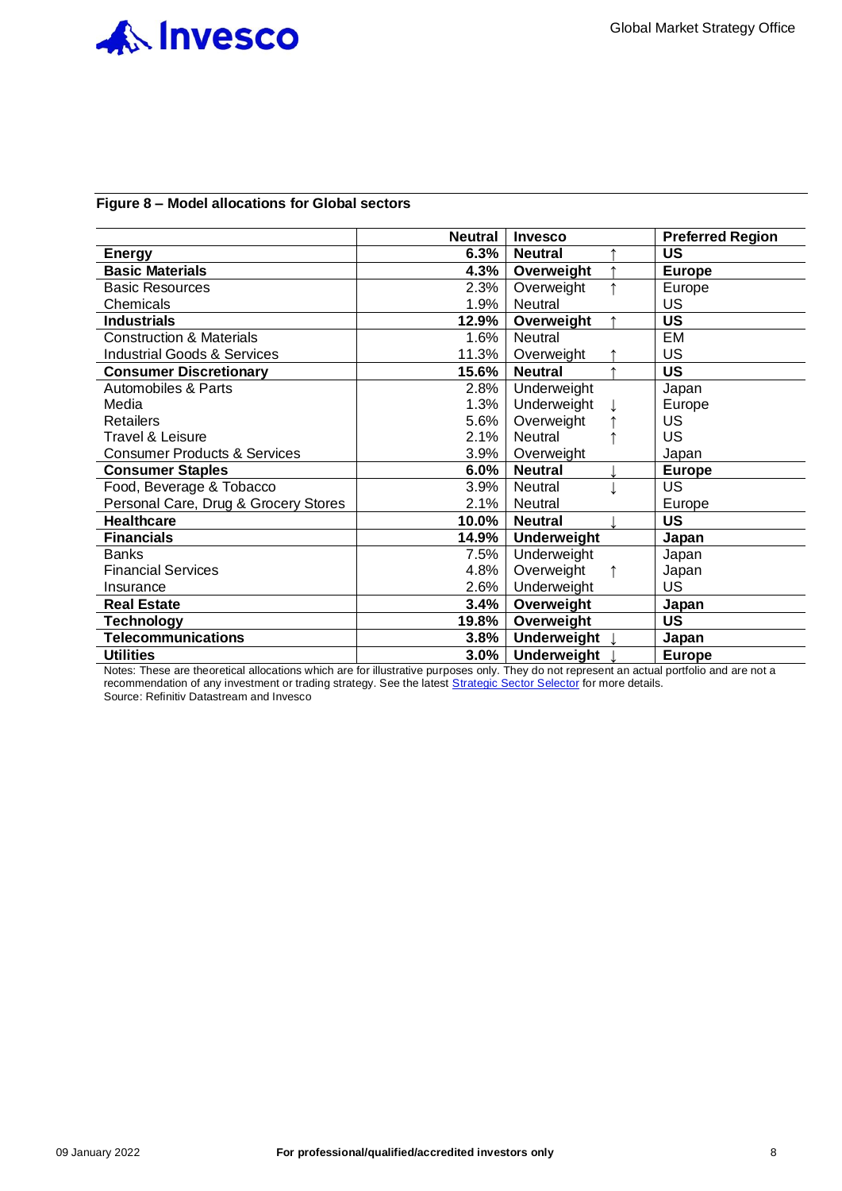**Figure 8 – Model allocations for Global sectors**

| | Neutral | Invesco | | Preferred Region |
|---|---|---|---|---|
| **Energy** | **6.3%** | **Neutral** | ↑ | **US** |
| **Basic Materials** | **4.3%** | **Overweight** | ↑ | **Europe** |
| Basic Resources | 2.3% | Overweight | ↑ | Europe |
| Chemicals | 1.9% | Neutral | | US |
| **Industrials** | **12.9%** | **Overweight** | ↑ | **US** |
| Construction & Materials | 1.6% | Neutral | | EM |
| Industrial Goods & Services | 11.3% | Overweight | ↑ | US |
| **Consumer Discretionary** | **15.6%** | **Neutral** | ↑ | **US** |
| Automobiles & Parts | 2.8% | Underweight | | Japan |
| Media | 1.3% | Underweight | ↓ | Europe |
| Retailers | 5.6% | Overweight | ↑ | US |
| Travel & Leisure | 2.1% | Neutral | ↑ | US |
| Consumer Products & Services | 3.9% | Overweight | | Japan |
| **Consumer Staples** | **6.0%** | **Neutral** | ↓ | **Europe** |
| Food, Beverage & Tobacco | 3.9% | Neutral | ↓ | US |
| Personal Care, Drug & Grocery Stores | 2.1% | Neutral | | Europe |
| **Healthcare** | **10.0%** | **Neutral** | ↓ | **US** |
| **Financials** | **14.9%** | **Underweight** | | **Japan** |
| Banks | 7.5% | Underweight | | Japan |
| Financial Services | 4.8% | Overweight | ↑ | Japan |
| Insurance | 2.6% | Underweight | | US |
| **Real Estate** | **3.4%** | **Overweight** | | **Japan** |
| **Technology** | **19.8%** | **Overweight** | | **US** |
| **Telecommunications** | **3.8%** | **Underweight** | ↓ | **Japan** |
| **Utilities** | **3.0%** | **Underweight** | ↓ | **Europe** |

Notes: These are theoretical allocations which are for illustrative purposes only. They do not represent an actual portfolio and are not a recommendation of any investment or trading strategy. See the latest Strategic Sector Selector for more details.
Source: Refinitiv Datastream and Invesco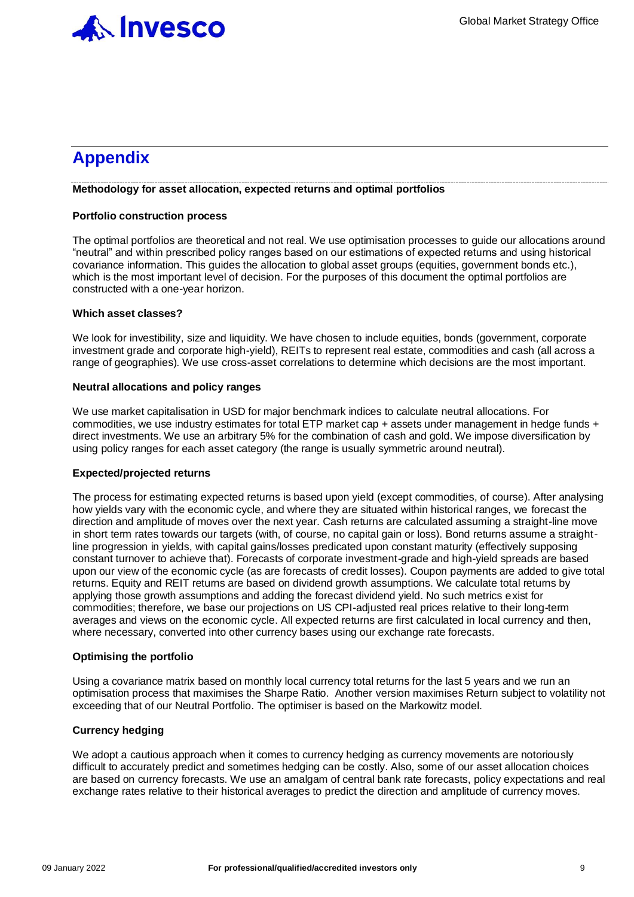# Appendix

**Methodology for asset allocation, expected returns and optimal portfolios**

**Portfolio construction process**

The optimal portfolios are theoretical and not real. We use optimisation processes to guide our allocations around "neutral" and within prescribed policy ranges based on our estimations of expected returns and using historical covariance information. This guides the allocation to global asset groups (equities, government bonds etc.), which is the most important level of decision. For the purposes of this document the optimal portfolios are constructed with a one-year horizon.

**Which asset classes?**

We look for investibility, size and liquidity. We have chosen to include equities, bonds (government, corporate investment grade and corporate high-yield), REITs to represent real estate, commodities and cash (all across a range of geographies). We use cross-asset correlations to determine which decisions are the most important.

**Neutral allocations and policy ranges**

We use market capitalisation in USD for major benchmark indices to calculate neutral allocations. For commodities, we use industry estimates for total ETP market cap + assets under management in hedge funds + direct investments. We use an arbitrary 5% for the combination of cash and gold. We impose diversification by using policy ranges for each asset category (the range is usually symmetric around neutral).

**Expected/projected returns**

The process for estimating expected returns is based upon yield (except commodities, of course). After analysing how yields vary with the economic cycle, and where they are situated within historical ranges, we forecast the direction and amplitude of moves over the next year. Cash returns are calculated assuming a straight-line move in short term rates towards our targets (with, of course, no capital gain or loss). Bond returns assume a straight-line progression in yields, with capital gains/losses predicated upon constant maturity (effectively supposing constant turnover to achieve that). Forecasts of corporate investment-grade and high-yield spreads are based upon our view of the economic cycle (as are forecasts of credit losses). Coupon payments are added to give total returns. Equity and REIT returns are based on dividend growth assumptions. We calculate total returns by applying those growth assumptions and adding the forecast dividend yield. No such metrics exist for commodities; therefore, we base our projections on US CPI-adjusted real prices relative to their long-term averages and views on the economic cycle. All expected returns are first calculated in local currency and then, where necessary, converted into other currency bases using our exchange rate forecasts.

**Optimising the portfolio**

Using a covariance matrix based on monthly local currency total returns for the last 5 years and we run an optimisation process that maximises the Sharpe Ratio. Another version maximises Return subject to volatility not exceeding that of our Neutral Portfolio. The optimiser is based on the Markowitz model.

**Currency hedging**

We adopt a cautious approach when it comes to currency hedging as currency movements are notoriously difficult to accurately predict and sometimes hedging can be costly. Also, some of our asset allocation choices are based on currency forecasts. We use an amalgam of central bank rate forecasts, policy expectations and real exchange rates relative to their historical averages to predict the direction and amplitude of currency moves.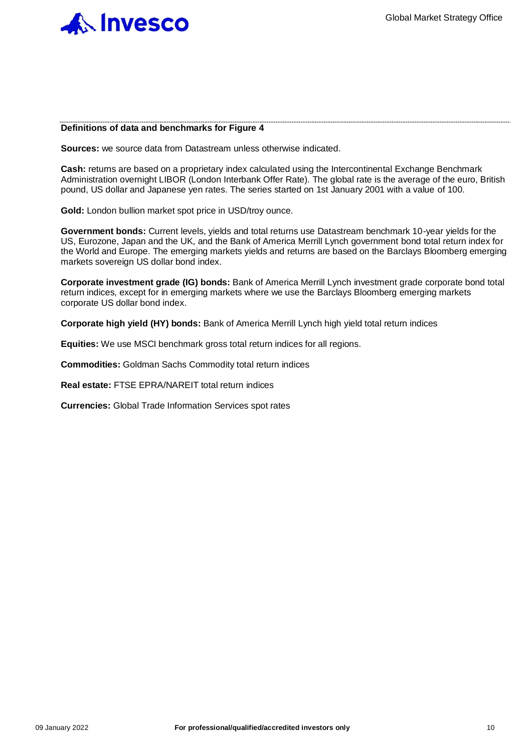**Definitions of data and benchmarks for Figure 4**

**Sources:** we source data from Datastream unless otherwise indicated.

**Cash:** returns are based on a proprietary index calculated using the Intercontinental Exchange Benchmark Administration overnight LIBOR (London Interbank Offer Rate). The global rate is the average of the euro, British pound, US dollar and Japanese yen rates. The series started on 1st January 2001 with a value of 100.

**Gold:** London bullion market spot price in USD/troy ounce.

**Government bonds:** Current levels, yields and total returns use Datastream benchmark 10-year yields for the US, Eurozone, Japan and the UK, and the Bank of America Merrill Lynch government bond total return index for the World and Europe. The emerging markets yields and returns are based on the Barclays Bloomberg emerging markets sovereign US dollar bond index.

**Corporate investment grade (IG) bonds:** Bank of America Merrill Lynch investment grade corporate bond total return indices, except for in emerging markets where we use the Barclays Bloomberg emerging markets corporate US dollar bond index.

**Corporate high yield (HY) bonds:** Bank of America Merrill Lynch high yield total return indices

**Equities:** We use MSCI benchmark gross total return indices for all regions.

**Commodities:** Goldman Sachs Commodity total return indices

**Real estate:** FTSE EPRA/NAREIT total return indices

**Currencies:** Global Trade Information Services spot rates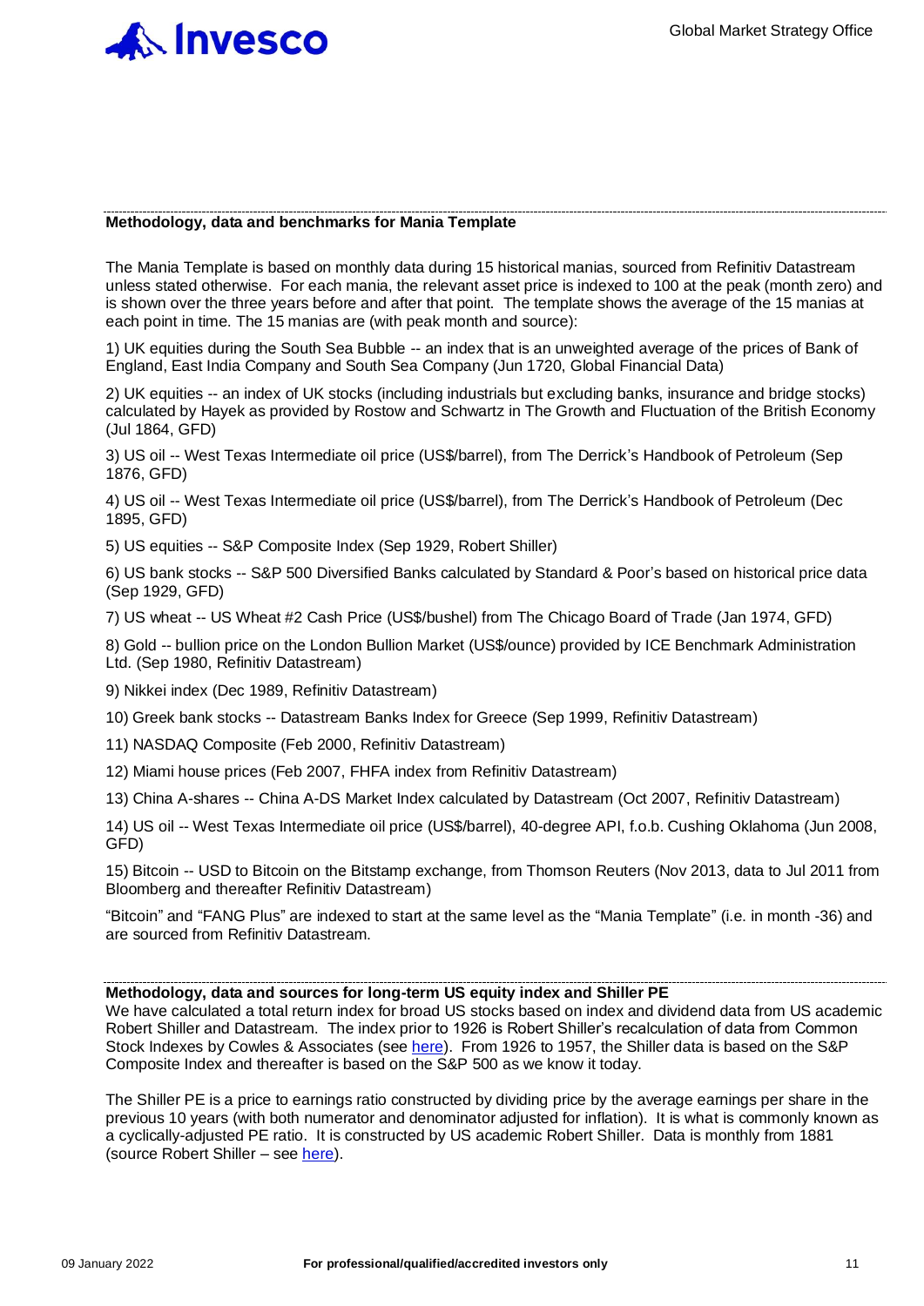## Methodology, data and benchmarks for Mania Template

The Mania Template is based on monthly data during 15 historical manias, sourced from Refinitiv Datastream unless stated otherwise. For each mania, the relevant asset price is indexed to 100 at the peak (month zero) and is shown over the three years before and after that point. The template shows the average of the 15 manias at each point in time. The 15 manias are (with peak month and source):

1) UK equities during the South Sea Bubble -- an index that is an unweighted average of the prices of Bank of England, East India Company and South Sea Company (Jun 1720, Global Financial Data)

2) UK equities -- an index of UK stocks (including industrials but excluding banks, insurance and bridge stocks) calculated by Hayek as provided by Rostow and Schwartz in The Growth and Fluctuation of the British Economy (Jul 1864, GFD)

3) US oil -- West Texas Intermediate oil price (US$/barrel), from The Derrick's Handbook of Petroleum (Sep 1876, GFD)

4) US oil -- West Texas Intermediate oil price (US$/barrel), from The Derrick's Handbook of Petroleum (Dec 1895, GFD)

5) US equities -- S&P Composite Index (Sep 1929, Robert Shiller)

6) US bank stocks -- S&P 500 Diversified Banks calculated by Standard & Poor's based on historical price data (Sep 1929, GFD)

7) US wheat -- US Wheat #2 Cash Price (US$/bushel) from The Chicago Board of Trade (Jan 1974, GFD)

8) Gold -- bullion price on the London Bullion Market (US$/ounce) provided by ICE Benchmark Administration Ltd. (Sep 1980, Refinitiv Datastream)

9) Nikkei index (Dec 1989, Refinitiv Datastream)

10) Greek bank stocks -- Datastream Banks Index for Greece (Sep 1999, Refinitiv Datastream)

11) NASDAQ Composite (Feb 2000, Refinitiv Datastream)

12) Miami house prices (Feb 2007, FHFA index from Refinitiv Datastream)

13) China A-shares -- China A-DS Market Index calculated by Datastream (Oct 2007, Refinitiv Datastream)

14) US oil -- West Texas Intermediate oil price (US$/barrel), 40-degree API, f.o.b. Cushing Oklahoma (Jun 2008, GFD)

15) Bitcoin -- USD to Bitcoin on the Bitstamp exchange, from Thomson Reuters (Nov 2013, data to Jul 2011 from Bloomberg and thereafter Refinitiv Datastream)

"Bitcoin" and "FANG Plus" are indexed to start at the same level as the "Mania Template" (i.e. in month -36) and are sourced from Refinitiv Datastream.

## Methodology, data and sources for long-term US equity index and Shiller PE

We have calculated a total return index for broad US stocks based on index and dividend data from US academic Robert Shiller and Datastream. The index prior to 1926 is Robert Shiller's recalculation of data from Common Stock Indexes by Cowles & Associates (see here). From 1926 to 1957, the Shiller data is based on the S&P Composite Index and thereafter is based on the S&P 500 as we know it today.

The Shiller PE is a price to earnings ratio constructed by dividing price by the average earnings per share in the previous 10 years (with both numerator and denominator adjusted for inflation). It is what is commonly known as a cyclically-adjusted PE ratio. It is constructed by US academic Robert Shiller. Data is monthly from 1881 (source Robert Shiller – see here).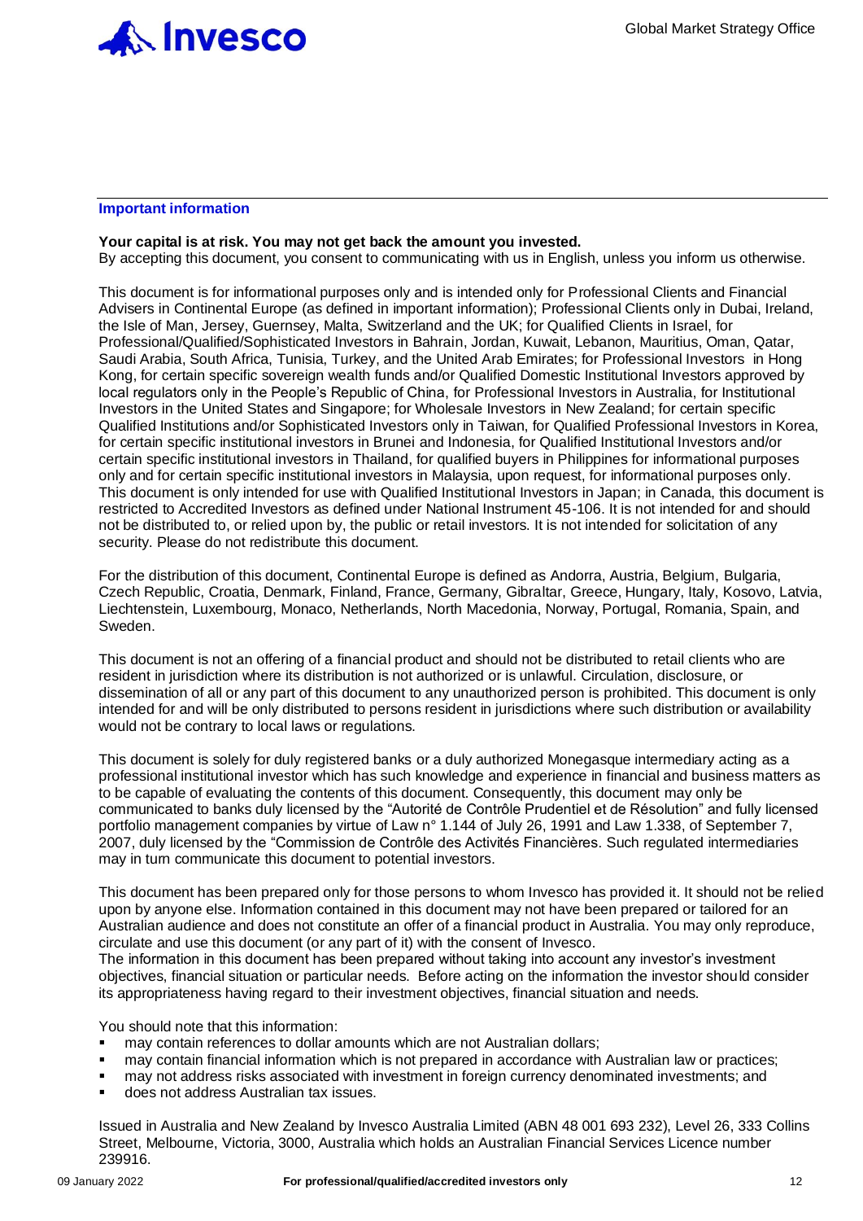## Important information

**Your capital is at risk. You may not get back the amount you invested.**
By accepting this document, you consent to communicating with us in English, unless you inform us otherwise.

This document is for informational purposes only and is intended only for Professional Clients and Financial Advisers in Continental Europe (as defined in important information); Professional Clients only in Dubai, Ireland, the Isle of Man, Jersey, Guernsey, Malta, Switzerland and the UK; for Qualified Clients in Israel, for Professional/Qualified/Sophisticated Investors in Bahrain, Jordan, Kuwait, Lebanon, Mauritius, Oman, Qatar, Saudi Arabia, South Africa, Tunisia, Turkey, and the United Arab Emirates; for Professional Investors in Hong Kong, for certain specific sovereign wealth funds and/or Qualified Domestic Institutional Investors approved by local regulators only in the People's Republic of China, for Professional Investors in Australia, for Institutional Investors in the United States and Singapore; for Wholesale Investors in New Zealand; for certain specific Qualified Institutions and/or Sophisticated Investors only in Taiwan, for Qualified Professional Investors in Korea, for certain specific institutional investors in Brunei and Indonesia, for Qualified Institutional Investors and/or certain specific institutional investors in Thailand, for qualified buyers in Philippines for informational purposes only and for certain specific institutional investors in Malaysia, upon request, for informational purposes only. This document is only intended for use with Qualified Institutional Investors in Japan; in Canada, this document is restricted to Accredited Investors as defined under National Instrument 45-106. It is not intended for and should not be distributed to, or relied upon by, the public or retail investors. It is not intended for solicitation of any security. Please do not redistribute this document.

For the distribution of this document, Continental Europe is defined as Andorra, Austria, Belgium, Bulgaria, Czech Republic, Croatia, Denmark, Finland, France, Germany, Gibraltar, Greece, Hungary, Italy, Kosovo, Latvia, Liechtenstein, Luxembourg, Monaco, Netherlands, North Macedonia, Norway, Portugal, Romania, Spain, and Sweden.

This document is not an offering of a financial product and should not be distributed to retail clients who are resident in jurisdiction where its distribution is not authorized or is unlawful. Circulation, disclosure, or dissemination of all or any part of this document to any unauthorized person is prohibited. This document is only intended for and will be only distributed to persons resident in jurisdictions where such distribution or availability would not be contrary to local laws or regulations.

This document is solely for duly registered banks or a duly authorized Monegasque intermediary acting as a professional institutional investor which has such knowledge and experience in financial and business matters as to be capable of evaluating the contents of this document. Consequently, this document may only be communicated to banks duly licensed by the "Autorité de Contrôle Prudentiel et de Résolution" and fully licensed portfolio management companies by virtue of Law n° 1.144 of July 26, 1991 and Law 1.338, of September 7, 2007, duly licensed by the "Commission de Contrôle des Activités Financières. Such regulated intermediaries may in turn communicate this document to potential investors.

This document has been prepared only for those persons to whom Invesco has provided it. It should not be relied upon by anyone else. Information contained in this document may not have been prepared or tailored for an Australian audience and does not constitute an offer of a financial product in Australia. You may only reproduce, circulate and use this document (or any part of it) with the consent of Invesco.
The information in this document has been prepared without taking into account any investor's investment objectives, financial situation or particular needs. Before acting on the information the investor should consider its appropriateness having regard to their investment objectives, financial situation and needs.

You should note that this information:

- may contain references to dollar amounts which are not Australian dollars;
- may contain financial information which is not prepared in accordance with Australian law or practices;
- may not address risks associated with investment in foreign currency denominated investments; and
- does not address Australian tax issues.

Issued in Australia and New Zealand by Invesco Australia Limited (ABN 48 001 693 232), Level 26, 333 Collins Street, Melbourne, Victoria, 3000, Australia which holds an Australian Financial Services Licence number 239916.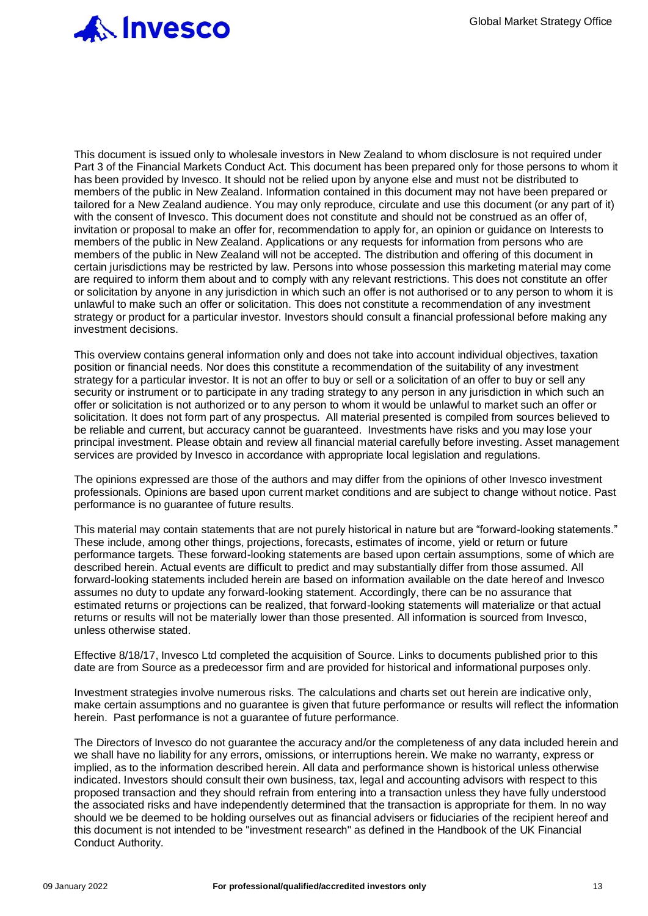This document is issued only to wholesale investors in New Zealand to whom disclosure is not required under Part 3 of the Financial Markets Conduct Act. This document has been prepared only for those persons to whom it has been provided by Invesco. It should not be relied upon by anyone else and must not be distributed to members of the public in New Zealand. Information contained in this document may not have been prepared or tailored for a New Zealand audience. You may only reproduce, circulate and use this document (or any part of it) with the consent of Invesco. This document does not constitute and should not be construed as an offer of, invitation or proposal to make an offer for, recommendation to apply for, an opinion or guidance on Interests to members of the public in New Zealand. Applications or any requests for information from persons who are members of the public in New Zealand will not be accepted. The distribution and offering of this document in certain jurisdictions may be restricted by law. Persons into whose possession this marketing material may come are required to inform them about and to comply with any relevant restrictions. This does not constitute an offer or solicitation by anyone in any jurisdiction in which such an offer is not authorised or to any person to whom it is unlawful to make such an offer or solicitation. This does not constitute a recommendation of any investment strategy or product for a particular investor. Investors should consult a financial professional before making any investment decisions.

This overview contains general information only and does not take into account individual objectives, taxation position or financial needs. Nor does this constitute a recommendation of the suitability of any investment strategy for a particular investor. It is not an offer to buy or sell or a solicitation of an offer to buy or sell any security or instrument or to participate in any trading strategy to any person in any jurisdiction in which such an offer or solicitation is not authorized or to any person to whom it would be unlawful to market such an offer or solicitation. It does not form part of any prospectus. All material presented is compiled from sources believed to be reliable and current, but accuracy cannot be guaranteed. Investments have risks and you may lose your principal investment. Please obtain and review all financial material carefully before investing. Asset management services are provided by Invesco in accordance with appropriate local legislation and regulations.

The opinions expressed are those of the authors and may differ from the opinions of other Invesco investment professionals. Opinions are based upon current market conditions and are subject to change without notice. Past performance is no guarantee of future results.

This material may contain statements that are not purely historical in nature but are "forward-looking statements." These include, among other things, projections, forecasts, estimates of income, yield or return or future performance targets. These forward-looking statements are based upon certain assumptions, some of which are described herein. Actual events are difficult to predict and may substantially differ from those assumed. All forward-looking statements included herein are based on information available on the date hereof and Invesco assumes no duty to update any forward-looking statement. Accordingly, there can be no assurance that estimated returns or projections can be realized, that forward-looking statements will materialize or that actual returns or results will not be materially lower than those presented. All information is sourced from Invesco, unless otherwise stated.

Effective 8/18/17, Invesco Ltd completed the acquisition of Source. Links to documents published prior to this date are from Source as a predecessor firm and are provided for historical and informational purposes only.

Investment strategies involve numerous risks. The calculations and charts set out herein are indicative only, make certain assumptions and no guarantee is given that future performance or results will reflect the information herein. Past performance is not a guarantee of future performance.

The Directors of Invesco do not guarantee the accuracy and/or the completeness of any data included herein and we shall have no liability for any errors, omissions, or interruptions herein. We make no warranty, express or implied, as to the information described herein. All data and performance shown is historical unless otherwise indicated. Investors should consult their own business, tax, legal and accounting advisors with respect to this proposed transaction and they should refrain from entering into a transaction unless they have fully understood the associated risks and have independently determined that the transaction is appropriate for them. In no way should we be deemed to be holding ourselves out as financial advisers or fiduciaries of the recipient hereof and this document is not intended to be "investment research" as defined in the Handbook of the UK Financial Conduct Authority.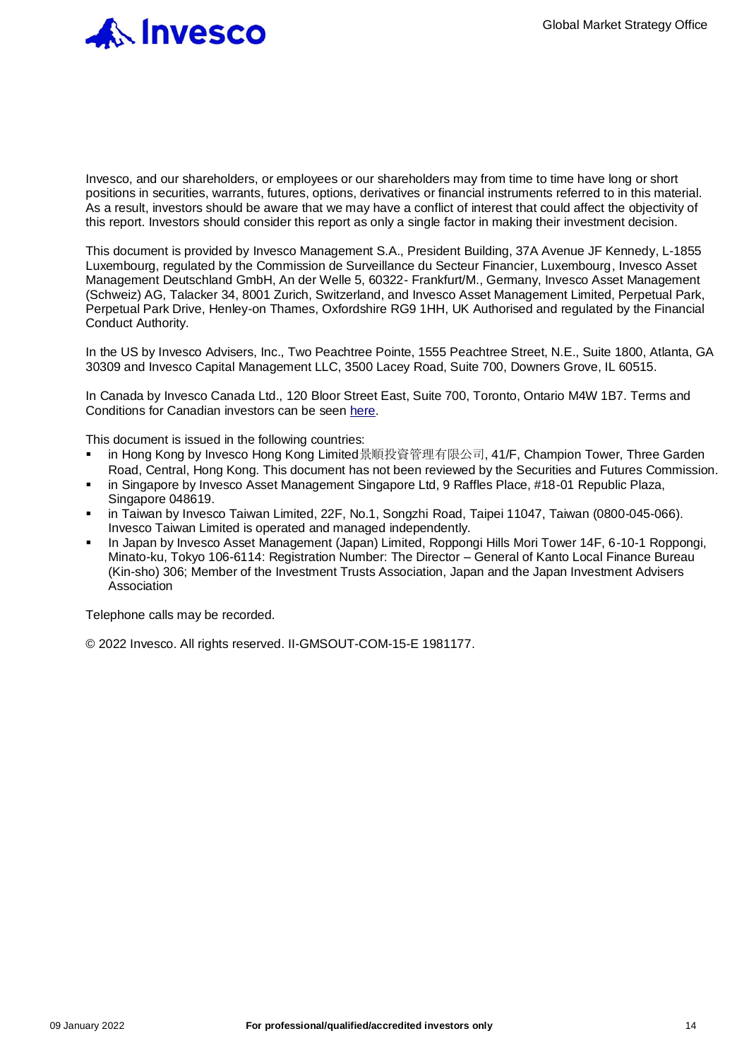Invesco, and our shareholders, or employees or our shareholders may from time to time have long or short positions in securities, warrants, futures, options, derivatives or financial instruments referred to in this material. As a result, investors should be aware that we may have a conflict of interest that could affect the objectivity of this report. Investors should consider this report as only a single factor in making their investment decision.

This document is provided by Invesco Management S.A., President Building, 37A Avenue JF Kennedy, L-1855 Luxembourg, regulated by the Commission de Surveillance du Secteur Financier, Luxembourg, Invesco Asset Management Deutschland GmbH, An der Welle 5, 60322- Frankfurt/M., Germany, Invesco Asset Management (Schweiz) AG, Talacker 34, 8001 Zurich, Switzerland, and Invesco Asset Management Limited, Perpetual Park, Perpetual Park Drive, Henley-on Thames, Oxfordshire RG9 1HH, UK Authorised and regulated by the Financial Conduct Authority.

In the US by Invesco Advisers, Inc., Two Peachtree Pointe, 1555 Peachtree Street, N.E., Suite 1800, Atlanta, GA 30309 and Invesco Capital Management LLC, 3500 Lacey Road, Suite 700, Downers Grove, IL 60515.

In Canada by Invesco Canada Ltd., 120 Bloor Street East, Suite 700, Toronto, Ontario M4W 1B7. Terms and Conditions for Canadian investors can be seen here.

This document is issued in the following countries:

- in Hong Kong by Invesco Hong Kong Limited景順投資管理有限公司, 41/F, Champion Tower, Three Garden Road, Central, Hong Kong. This document has not been reviewed by the Securities and Futures Commission.
- in Singapore by Invesco Asset Management Singapore Ltd, 9 Raffles Place, #18-01 Republic Plaza, Singapore 048619.
- in Taiwan by Invesco Taiwan Limited, 22F, No.1, Songzhi Road, Taipei 11047, Taiwan (0800-045-066). Invesco Taiwan Limited is operated and managed independently.
- In Japan by Invesco Asset Management (Japan) Limited, Roppongi Hills Mori Tower 14F, 6-10-1 Roppongi, Minato-ku, Tokyo 106-6114: Registration Number: The Director – General of Kanto Local Finance Bureau (Kin-sho) 306; Member of the Investment Trusts Association, Japan and the Japan Investment Advisers Association

Telephone calls may be recorded.

© 2022 Invesco. All rights reserved. II-GMSOUT-COM-15-E 1981177.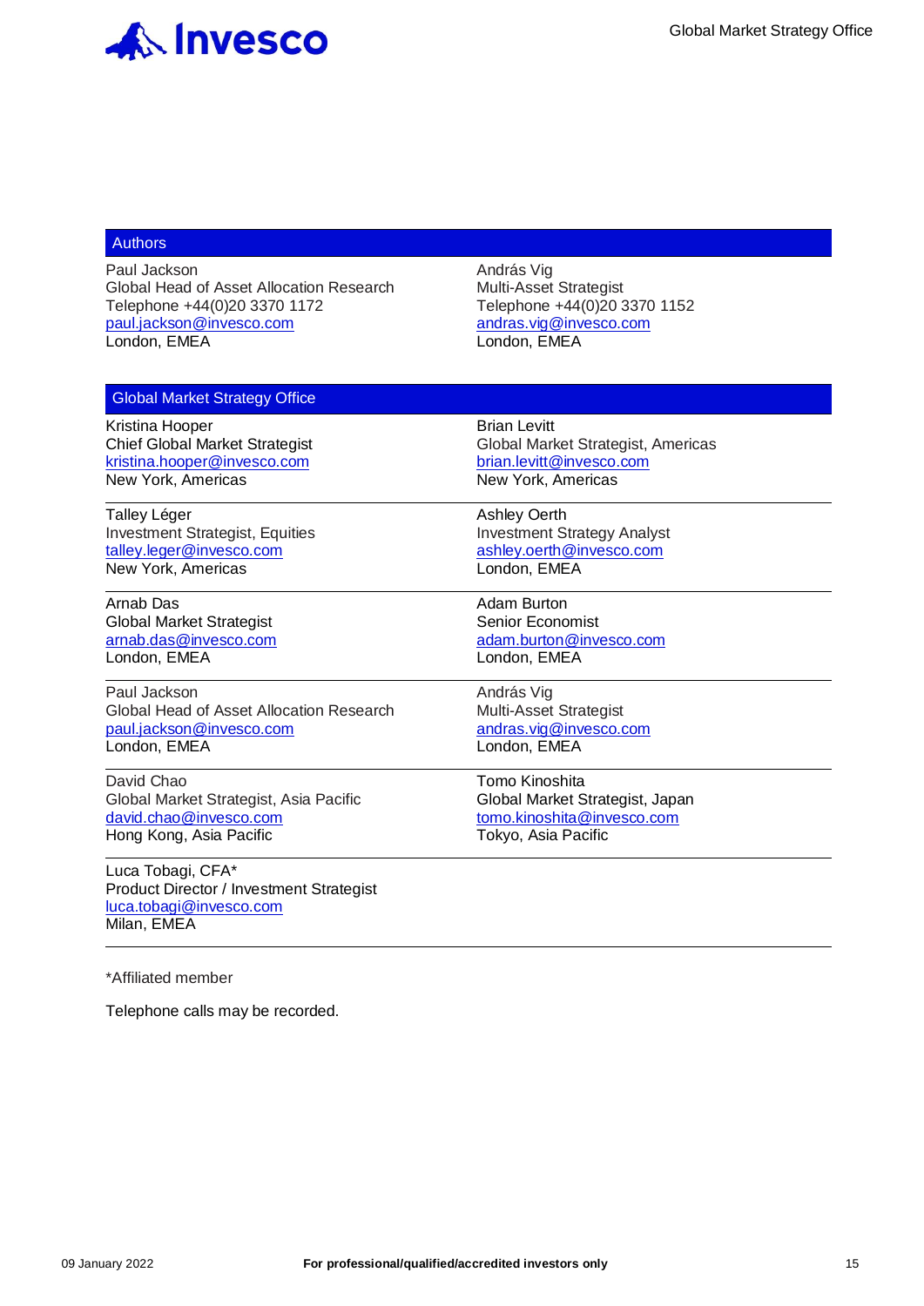## Authors

Paul Jackson
Global Head of Asset Allocation Research
Telephone +44(0)20 3370 1172
paul.jackson@invesco.com
London, EMEA

András Vig
Multi-Asset Strategist
Telephone +44(0)20 3370 1152
andras.vig@invesco.com
London, EMEA

## Global Market Strategy Office

Kristina Hooper
Chief Global Market Strategist
kristina.hooper@invesco.com
New York, Americas

Brian Levitt
Global Market Strategist, Americas
brian.levitt@invesco.com
New York, Americas

Talley Léger
Investment Strategist, Equities
talley.leger@invesco.com
New York, Americas

Ashley Oerth
Investment Strategy Analyst
ashley.oerth@invesco.com
London, EMEA

Arnab Das
Global Market Strategist
arnab.das@invesco.com
London, EMEA

Adam Burton
Senior Economist
adam.burton@invesco.com
London, EMEA

Paul Jackson
Global Head of Asset Allocation Research
paul.jackson@invesco.com
London, EMEA

András Vig
Multi-Asset Strategist
andras.vig@invesco.com
London, EMEA

David Chao
Global Market Strategist, Asia Pacific
david.chao@invesco.com
Hong Kong, Asia Pacific

Tomo Kinoshita
Global Market Strategist, Japan
tomo.kinoshita@invesco.com
Tokyo, Asia Pacific

Luca Tobagi, CFA*
Product Director / Investment Strategist
luca.tobagi@invesco.com
Milan, EMEA

*Affiliated member

Telephone calls may be recorded.